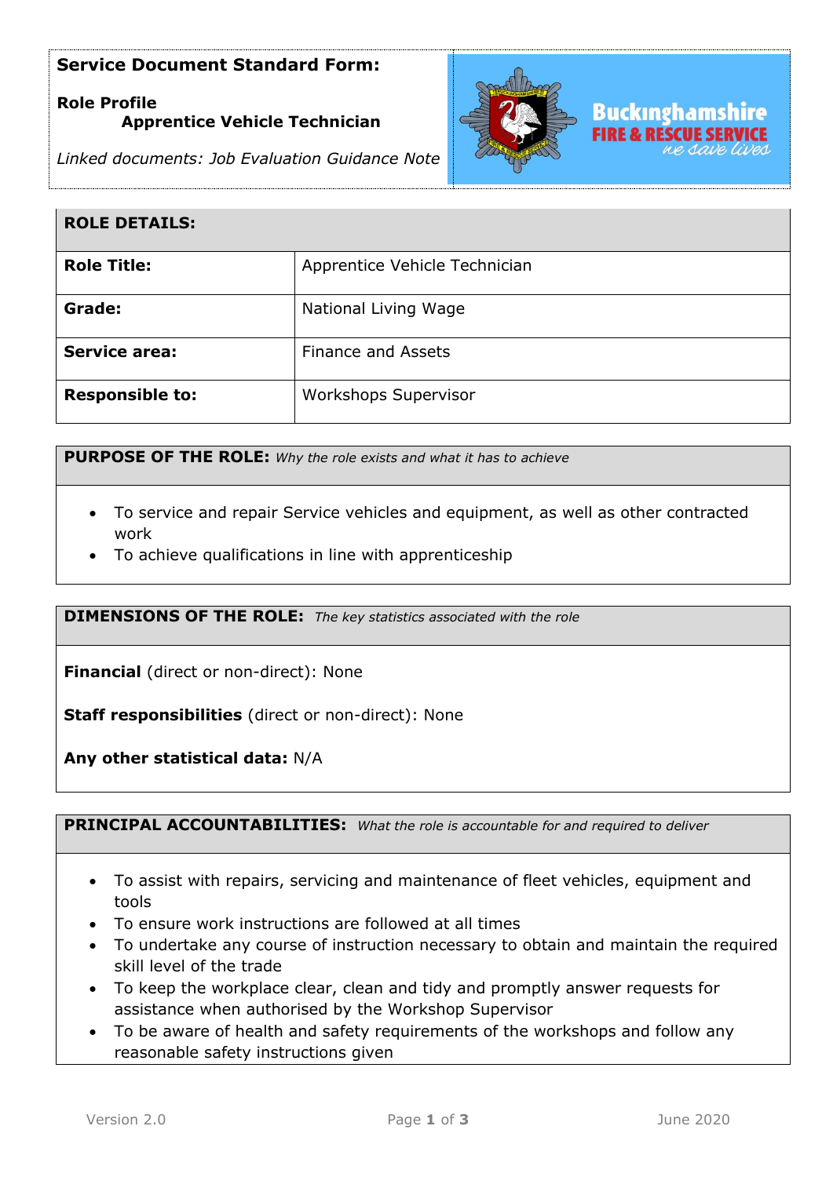**Service Document Standard Form:**

**Role Profile**
**Apprentice Vehicle Technician**

*Linked documents: Job Evaluation Guidance Note*

| **ROLE DETAILS:** | |
|---|---|
| **Role Title:** | Apprentice Vehicle Technician |
| **Grade:** | National Living Wage |
| **Service area:** | Finance and Assets |
| **Responsible to:** | Workshops Supervisor |

**PURPOSE OF THE ROLE:** *Why the role exists and what it has to achieve*

- To service and repair Service vehicles and equipment, as well as other contracted work
- To achieve qualifications in line with apprenticeship

**DIMENSIONS OF THE ROLE:** *The key statistics associated with the role*

**Financial** (direct or non-direct): None

**Staff responsibilities** (direct or non-direct): None

**Any other statistical data:** N/A

**PRINCIPAL ACCOUNTABILITIES:** *What the role is accountable for and required to deliver*

- To assist with repairs, servicing and maintenance of fleet vehicles, equipment and tools
- To ensure work instructions are followed at all times
- To undertake any course of instruction necessary to obtain and maintain the required skill level of the trade
- To keep the workplace clear, clean and tidy and promptly answer requests for assistance when authorised by the Workshop Supervisor
- To be aware of health and safety requirements of the workshops and follow any reasonable safety instructions given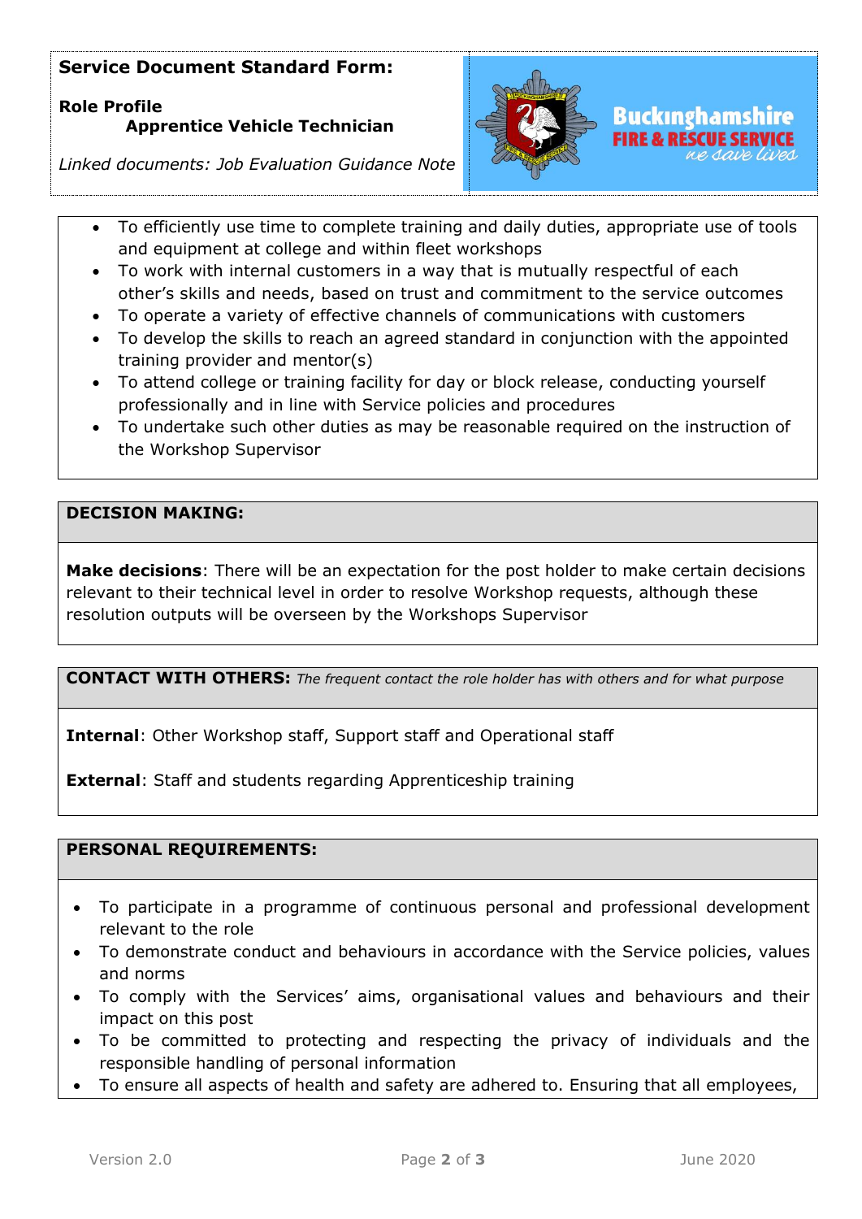**Service Document Standard Form:**

**Role Profile**
**Apprentice Vehicle Technician**

*Linked documents: Job Evaluation Guidance Note*

- To efficiently use time to complete training and daily duties, appropriate use of tools and equipment at college and within fleet workshops
- To work with internal customers in a way that is mutually respectful of each other's skills and needs, based on trust and commitment to the service outcomes
- To operate a variety of effective channels of communications with customers
- To develop the skills to reach an agreed standard in conjunction with the appointed training provider and mentor(s)
- To attend college or training facility for day or block release, conducting yourself professionally and in line with Service policies and procedures
- To undertake such other duties as may be reasonable required on the instruction of the Workshop Supervisor

## DECISION MAKING:

**Make decisions**: There will be an expectation for the post holder to make certain decisions relevant to their technical level in order to resolve Workshop requests, although these resolution outputs will be overseen by the Workshops Supervisor

## CONTACT WITH OTHERS: *The frequent contact the role holder has with others and for what purpose*

**Internal**: Other Workshop staff, Support staff and Operational staff

**External**: Staff and students regarding Apprenticeship training

## PERSONAL REQUIREMENTS:

- To participate in a programme of continuous personal and professional development relevant to the role
- To demonstrate conduct and behaviours in accordance with the Service policies, values and norms
- To comply with the Services' aims, organisational values and behaviours and their impact on this post
- To be committed to protecting and respecting the privacy of individuals and the responsible handling of personal information
- To ensure all aspects of health and safety are adhered to. Ensuring that all employees,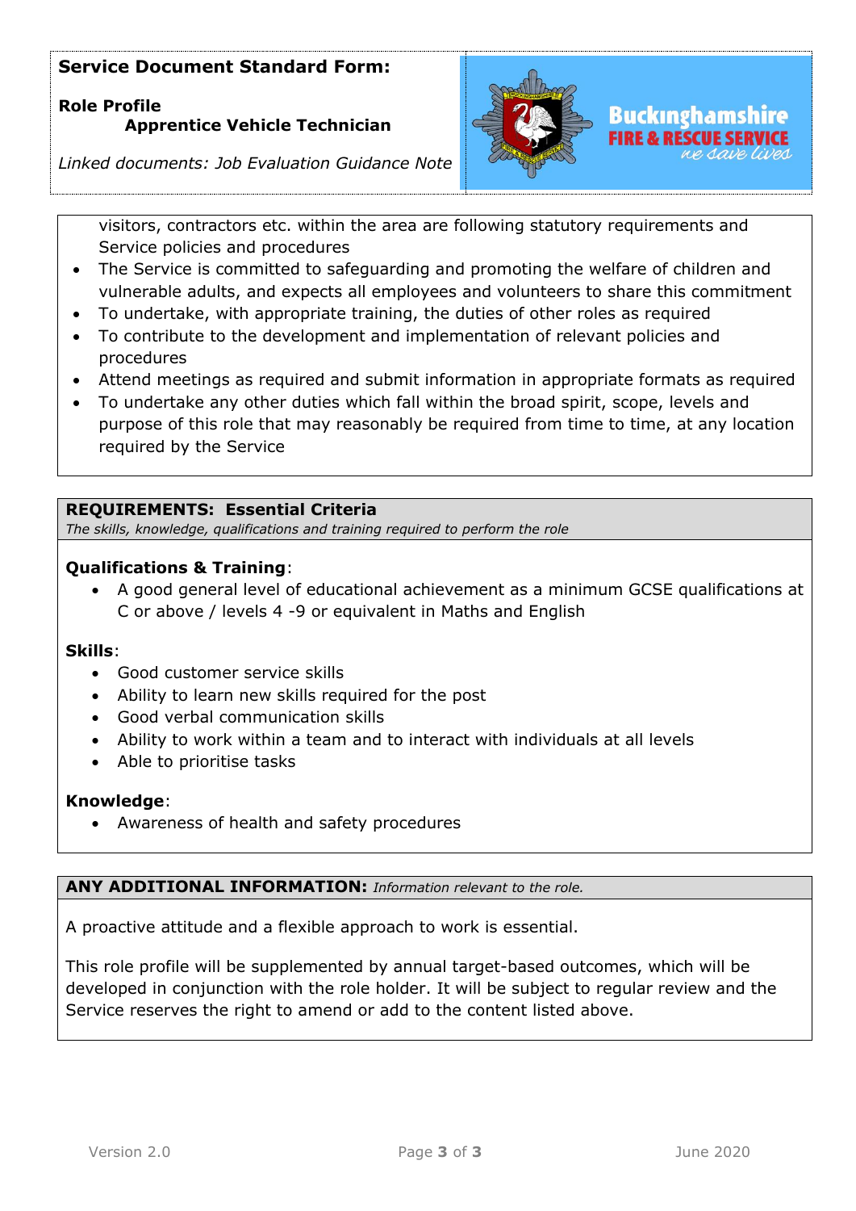visitors, contractors etc. within the area are following statutory requirements and Service policies and procedures

- The Service is committed to safeguarding and promoting the welfare of children and vulnerable adults, and expects all employees and volunteers to share this commitment
- To undertake, with appropriate training, the duties of other roles as required
- To contribute to the development and implementation of relevant policies and procedures
- Attend meetings as required and submit information in appropriate formats as required
- To undertake any other duties which fall within the broad spirit, scope, levels and purpose of this role that may reasonably be required from time to time, at any location required by the Service

## REQUIREMENTS: Essential Criteria

*The skills, knowledge, qualifications and training required to perform the role*

**Qualifications & Training**:

- A good general level of educational achievement as a minimum GCSE qualifications at C or above / levels 4 -9 or equivalent in Maths and English

**Skills**:

- Good customer service skills
- Ability to learn new skills required for the post
- Good verbal communication skills
- Ability to work within a team and to interact with individuals at all levels
- Able to prioritise tasks

**Knowledge**:

- Awareness of health and safety procedures

## ANY ADDITIONAL INFORMATION: *Information relevant to the role.*

A proactive attitude and a flexible approach to work is essential.

This role profile will be supplemented by annual target-based outcomes, which will be developed in conjunction with the role holder. It will be subject to regular review and the Service reserves the right to amend or add to the content listed above.